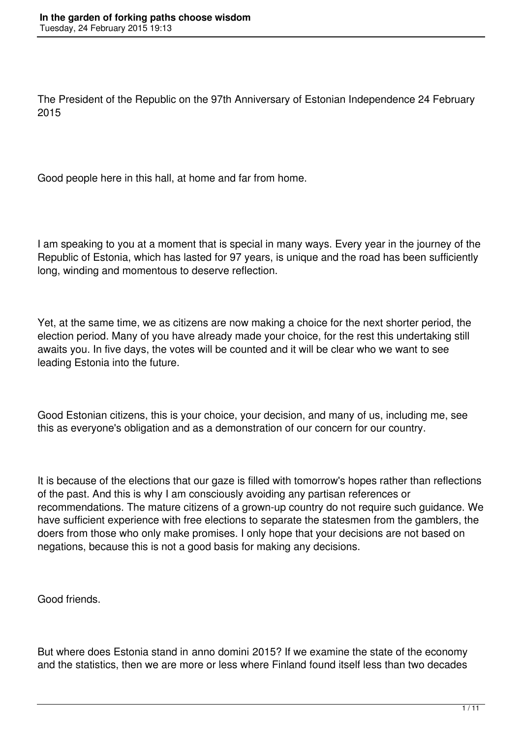The President of the Republic on the 97th Anniversary of Estonian Independence 24 February 2015

Good people here in this hall, at home and far from home.

I am speaking to you at a moment that is special in many ways. Every year in the journey of the Republic of Estonia, which has lasted for 97 years, is unique and the road has been sufficiently long, winding and momentous to deserve reflection.

Yet, at the same time, we as citizens are now making a choice for the next shorter period, the election period. Many of you have already made your choice, for the rest this undertaking still awaits you. In five days, the votes will be counted and it will be clear who we want to see leading Estonia into the future.

Good Estonian citizens, this is your choice, your decision, and many of us, including me, see this as everyone's obligation and as a demonstration of our concern for our country.

It is because of the elections that our gaze is filled with tomorrow's hopes rather than reflections of the past. And this is why I am consciously avoiding any partisan references or recommendations. The mature citizens of a grown-up country do not require such guidance. We have sufficient experience with free elections to separate the statesmen from the gamblers, the doers from those who only make promises. I only hope that your decisions are not based on negations, because this is not a good basis for making any decisions.

Good friends.

But where does Estonia stand in anno domini 2015? If we examine the state of the economy and the statistics, then we are more or less where Finland found itself less than two decades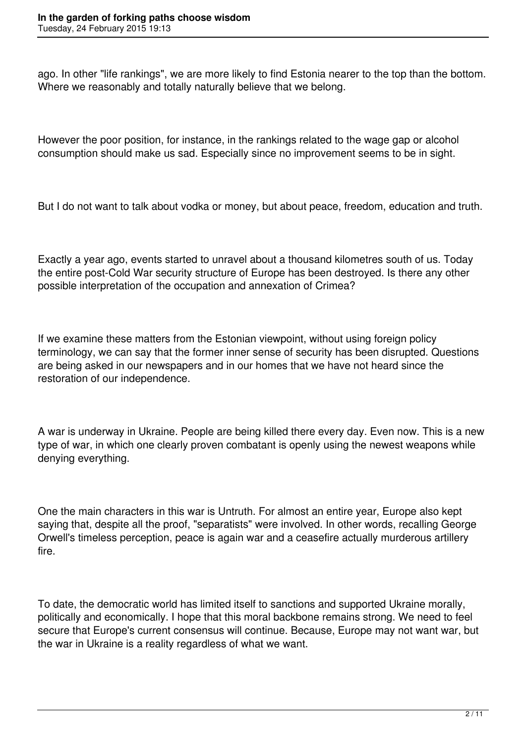ago. In other "life rankings", we are more likely to find Estonia nearer to the top than the bottom. Where we reasonably and totally naturally believe that we belong.

However the poor position, for instance, in the rankings related to the wage gap or alcohol consumption should make us sad. Especially since no improvement seems to be in sight.

But I do not want to talk about vodka or money, but about peace, freedom, education and truth.

Exactly a year ago, events started to unravel about a thousand kilometres south of us. Today the entire post-Cold War security structure of Europe has been destroyed. Is there any other possible interpretation of the occupation and annexation of Crimea?

If we examine these matters from the Estonian viewpoint, without using foreign policy terminology, we can say that the former inner sense of security has been disrupted. Questions are being asked in our newspapers and in our homes that we have not heard since the restoration of our independence.

A war is underway in Ukraine. People are being killed there every day. Even now. This is a new type of war, in which one clearly proven combatant is openly using the newest weapons while denying everything.

One the main characters in this war is Untruth. For almost an entire year, Europe also kept saying that, despite all the proof, "separatists" were involved. In other words, recalling George Orwell's timeless perception, peace is again war and a ceasefire actually murderous artillery fire.

To date, the democratic world has limited itself to sanctions and supported Ukraine morally, politically and economically. I hope that this moral backbone remains strong. We need to feel secure that Europe's current consensus will continue. Because, Europe may not want war, but the war in Ukraine is a reality regardless of what we want.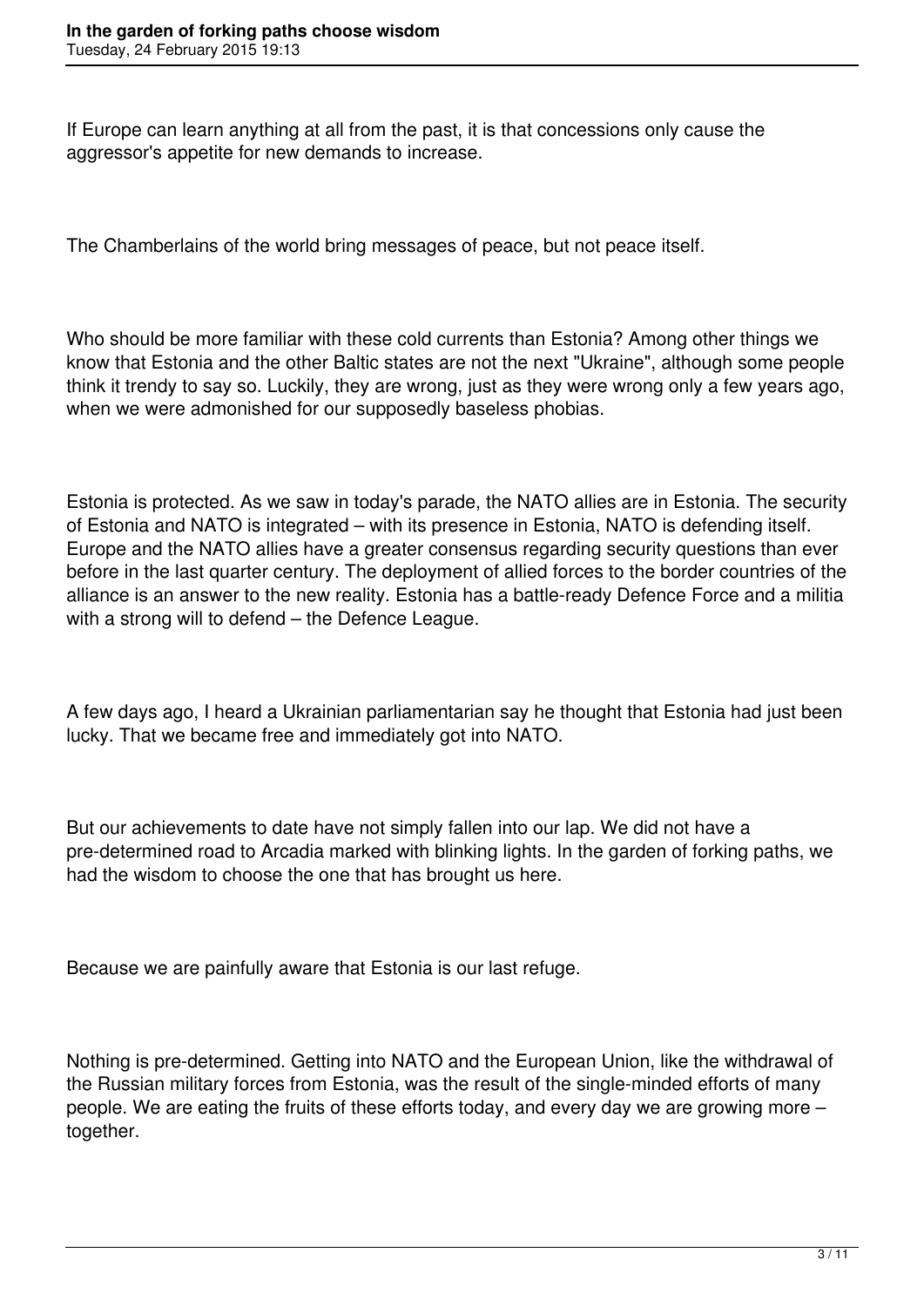If Europe can learn anything at all from the past, it is that concessions only cause the aggressor's appetite for new demands to increase.

The Chamberlains of the world bring messages of peace, but not peace itself.

Who should be more familiar with these cold currents than Estonia? Among other things we know that Estonia and the other Baltic states are not the next "Ukraine", although some people think it trendy to say so. Luckily, they are wrong, just as they were wrong only a few years ago, when we were admonished for our supposedly baseless phobias.

Estonia is protected. As we saw in today's parade, the NATO allies are in Estonia. The security of Estonia and NATO is integrated – with its presence in Estonia, NATO is defending itself. Europe and the NATO allies have a greater consensus regarding security questions than ever before in the last quarter century. The deployment of allied forces to the border countries of the alliance is an answer to the new reality. Estonia has a battle-ready Defence Force and a militia with a strong will to defend – the Defence League.

A few days ago, I heard a Ukrainian parliamentarian say he thought that Estonia had just been lucky. That we became free and immediately got into NATO.

But our achievements to date have not simply fallen into our lap. We did not have a pre-determined road to Arcadia marked with blinking lights. In the garden of forking paths, we had the wisdom to choose the one that has brought us here.

Because we are painfully aware that Estonia is our last refuge.

Nothing is pre-determined. Getting into NATO and the European Union, like the withdrawal of the Russian military forces from Estonia, was the result of the single-minded efforts of many people. We are eating the fruits of these efforts today, and every day we are growing more – together.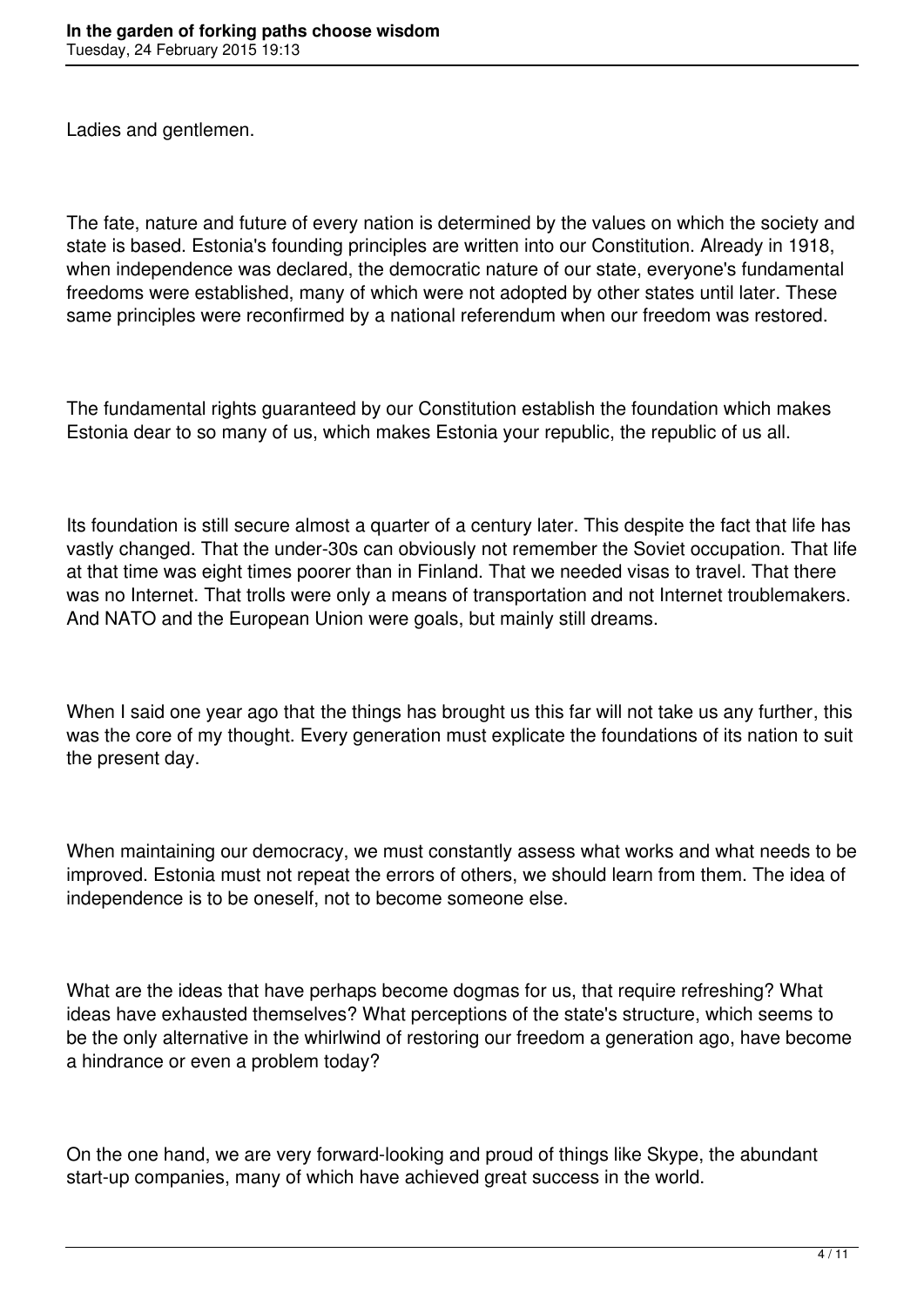Ladies and gentlemen.

The fate, nature and future of every nation is determined by the values on which the society and state is based. Estonia's founding principles are written into our Constitution. Already in 1918, when independence was declared, the democratic nature of our state, everyone's fundamental freedoms were established, many of which were not adopted by other states until later. These same principles were reconfirmed by a national referendum when our freedom was restored.

The fundamental rights guaranteed by our Constitution establish the foundation which makes Estonia dear to so many of us, which makes Estonia your republic, the republic of us all.

Its foundation is still secure almost a quarter of a century later. This despite the fact that life has vastly changed. That the under-30s can obviously not remember the Soviet occupation. That life at that time was eight times poorer than in Finland. That we needed visas to travel. That there was no Internet. That trolls were only a means of transportation and not Internet troublemakers. And NATO and the European Union were goals, but mainly still dreams.

When I said one year ago that the things has brought us this far will not take us any further, this was the core of my thought. Every generation must explicate the foundations of its nation to suit the present day.

When maintaining our democracy, we must constantly assess what works and what needs to be improved. Estonia must not repeat the errors of others, we should learn from them. The idea of independence is to be oneself, not to become someone else.

What are the ideas that have perhaps become dogmas for us, that require refreshing? What ideas have exhausted themselves? What perceptions of the state's structure, which seems to be the only alternative in the whirlwind of restoring our freedom a generation ago, have become a hindrance or even a problem today?

On the one hand, we are very forward-looking and proud of things like Skype, the abundant start-up companies, many of which have achieved great success in the world.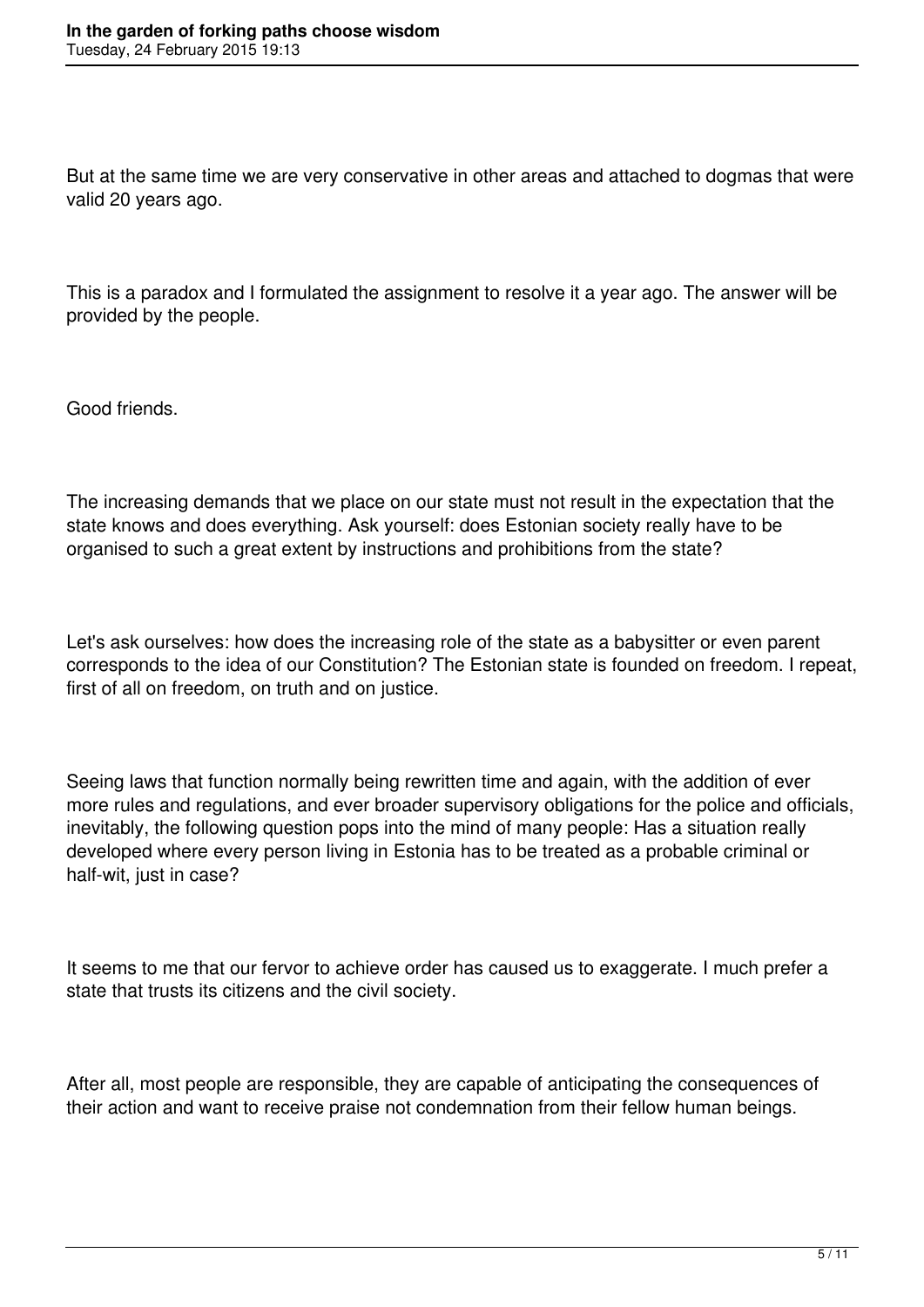But at the same time we are very conservative in other areas and attached to dogmas that were valid 20 years ago.

This is a paradox and I formulated the assignment to resolve it a year ago. The answer will be provided by the people.

Good friends.

The increasing demands that we place on our state must not result in the expectation that the state knows and does everything. Ask yourself: does Estonian society really have to be organised to such a great extent by instructions and prohibitions from the state?

Let's ask ourselves: how does the increasing role of the state as a babysitter or even parent corresponds to the idea of our Constitution? The Estonian state is founded on freedom. I repeat, first of all on freedom, on truth and on justice.

Seeing laws that function normally being rewritten time and again, with the addition of ever more rules and regulations, and ever broader supervisory obligations for the police and officials, inevitably, the following question pops into the mind of many people: Has a situation really developed where every person living in Estonia has to be treated as a probable criminal or half-wit, just in case?

It seems to me that our fervor to achieve order has caused us to exaggerate. I much prefer a state that trusts its citizens and the civil society.

After all, most people are responsible, they are capable of anticipating the consequences of their action and want to receive praise not condemnation from their fellow human beings.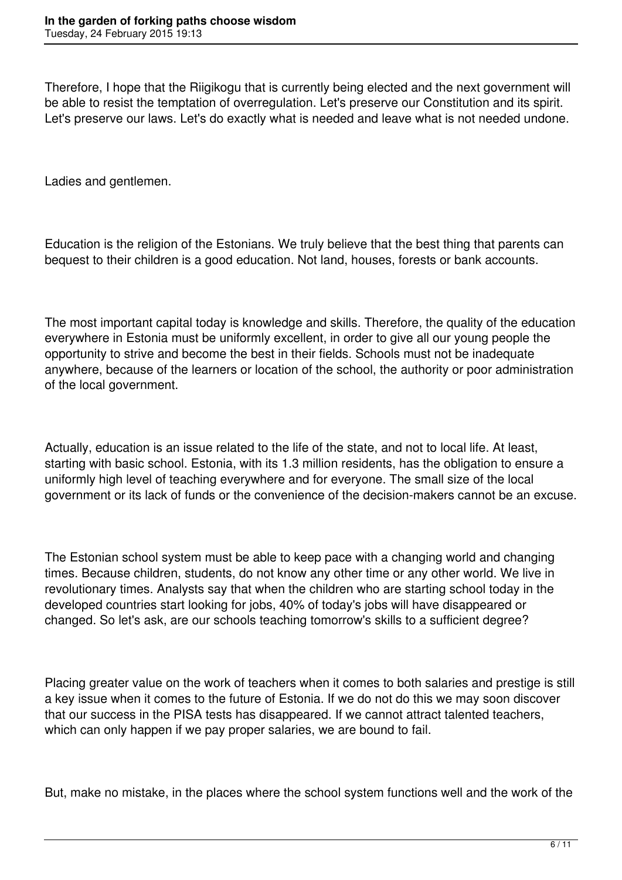Therefore, I hope that the Riigikogu that is currently being elected and the next government will be able to resist the temptation of overregulation. Let's preserve our Constitution and its spirit. Let's preserve our laws. Let's do exactly what is needed and leave what is not needed undone.

Ladies and gentlemen.

Education is the religion of the Estonians. We truly believe that the best thing that parents can bequest to their children is a good education. Not land, houses, forests or bank accounts.

The most important capital today is knowledge and skills. Therefore, the quality of the education everywhere in Estonia must be uniformly excellent, in order to give all our young people the opportunity to strive and become the best in their fields. Schools must not be inadequate anywhere, because of the learners or location of the school, the authority or poor administration of the local government.

Actually, education is an issue related to the life of the state, and not to local life. At least, starting with basic school. Estonia, with its 1.3 million residents, has the obligation to ensure a uniformly high level of teaching everywhere and for everyone. The small size of the local government or its lack of funds or the convenience of the decision-makers cannot be an excuse.

The Estonian school system must be able to keep pace with a changing world and changing times. Because children, students, do not know any other time or any other world. We live in revolutionary times. Analysts say that when the children who are starting school today in the developed countries start looking for jobs, 40% of today's jobs will have disappeared or changed. So let's ask, are our schools teaching tomorrow's skills to a sufficient degree?

Placing greater value on the work of teachers when it comes to both salaries and prestige is still a key issue when it comes to the future of Estonia. If we do not do this we may soon discover that our success in the PISA tests has disappeared. If we cannot attract talented teachers, which can only happen if we pay proper salaries, we are bound to fail.

But, make no mistake, in the places where the school system functions well and the work of the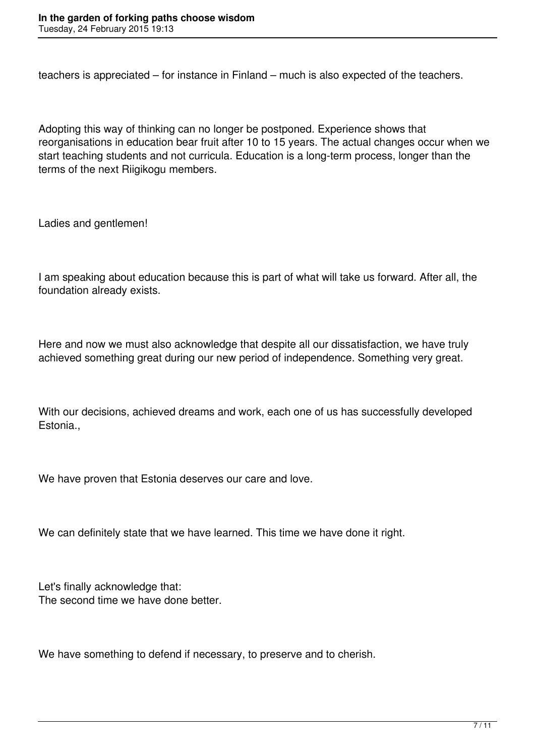teachers is appreciated – for instance in Finland – much is also expected of the teachers.

Adopting this way of thinking can no longer be postponed. Experience shows that reorganisations in education bear fruit after 10 to 15 years. The actual changes occur when we start teaching students and not curricula. Education is a long-term process, longer than the terms of the next Riigikogu members.

Ladies and gentlemen!

I am speaking about education because this is part of what will take us forward. After all, the foundation already exists.

Here and now we must also acknowledge that despite all our dissatisfaction, we have truly achieved something great during our new period of independence. Something very great.

With our decisions, achieved dreams and work, each one of us has successfully developed Estonia.,

We have proven that Estonia deserves our care and love.

We can definitely state that we have learned. This time we have done it right.

Let's finally acknowledge that:
The second time we have done better.

We have something to defend if necessary, to preserve and to cherish.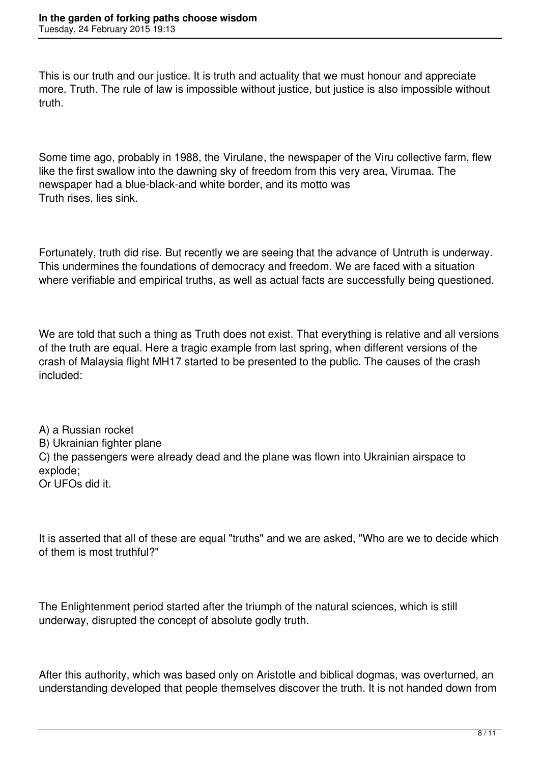This is our truth and our justice. It is truth and actuality that we must honour and appreciate more. Truth. The rule of law is impossible without justice, but justice is also impossible without truth.

Some time ago, probably in 1988, the Virulane, the newspaper of the Viru collective farm, flew like the first swallow into the dawning sky of freedom from this very area, Virumaa. The newspaper had a blue-black-and white border, and its motto was
Truth rises, lies sink.

Fortunately, truth did rise. But recently we are seeing that the advance of Untruth is underway. This undermines the foundations of democracy and freedom. We are faced with a situation where verifiable and empirical truths, as well as actual facts are successfully being questioned.

We are told that such a thing as Truth does not exist. That everything is relative and all versions of the truth are equal. Here a tragic example from last spring, when different versions of the crash of Malaysia flight MH17 started to be presented to the public. The causes of the crash included:

A) a Russian rocket
B) Ukrainian fighter plane
C) the passengers were already dead and the plane was flown into Ukrainian airspace to explode;
Or UFOs did it.

It is asserted that all of these are equal "truths" and we are asked, "Who are we to decide which of them is most truthful?"

The Enlightenment period started after the triumph of the natural sciences, which is still underway, disrupted the concept of absolute godly truth.

After this authority, which was based only on Aristotle and biblical dogmas, was overturned, an understanding developed that people themselves discover the truth. It is not handed down from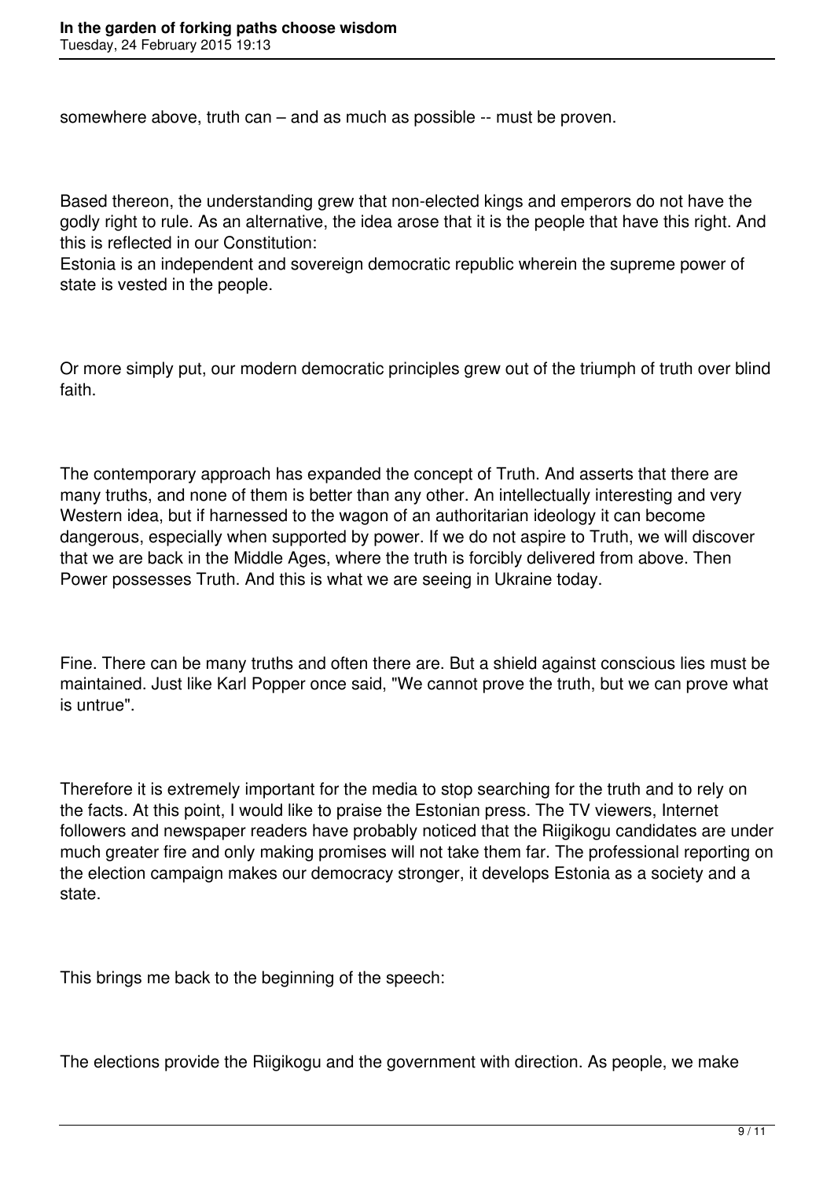somewhere above, truth can – and as much as possible -- must be proven.

Based thereon, the understanding grew that non-elected kings and emperors do not have the godly right to rule. As an alternative, the idea arose that it is the people that have this right. And this is reflected in our Constitution:

Estonia is an independent and sovereign democratic republic wherein the supreme power of state is vested in the people.

Or more simply put, our modern democratic principles grew out of the triumph of truth over blind faith.

The contemporary approach has expanded the concept of Truth. And asserts that there are many truths, and none of them is better than any other. An intellectually interesting and very Western idea, but if harnessed to the wagon of an authoritarian ideology it can become dangerous, especially when supported by power. If we do not aspire to Truth, we will discover that we are back in the Middle Ages, where the truth is forcibly delivered from above. Then Power possesses Truth. And this is what we are seeing in Ukraine today.

Fine. There can be many truths and often there are. But a shield against conscious lies must be maintained. Just like Karl Popper once said, "We cannot prove the truth, but we can prove what is untrue".

Therefore it is extremely important for the media to stop searching for the truth and to rely on the facts. At this point, I would like to praise the Estonian press. The TV viewers, Internet followers and newspaper readers have probably noticed that the Riigikogu candidates are under much greater fire and only making promises will not take them far. The professional reporting on the election campaign makes our democracy stronger, it develops Estonia as a society and a state.

This brings me back to the beginning of the speech:

The elections provide the Riigikogu and the government with direction. As people, we make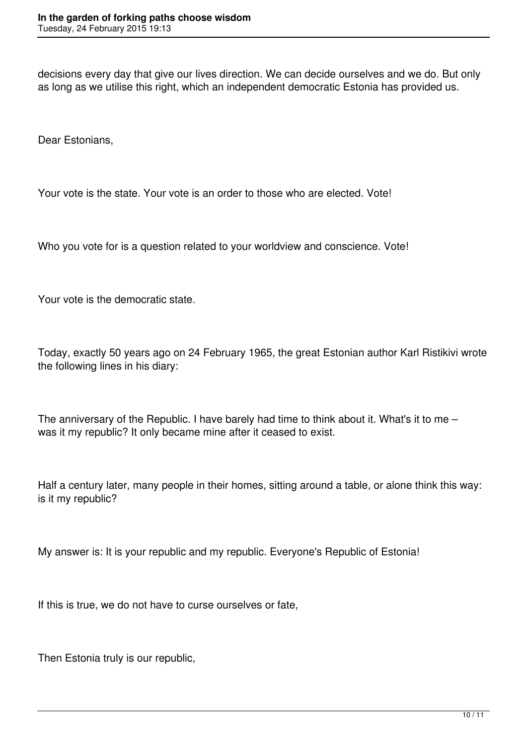decisions every day that give our lives direction. We can decide ourselves and we do. But only as long as we utilise this right, which an independent democratic Estonia has provided us.

Dear Estonians,

Your vote is the state. Your vote is an order to those who are elected. Vote!

Who you vote for is a question related to your worldview and conscience. Vote!

Your vote is the democratic state.

Today, exactly 50 years ago on 24 February 1965, the great Estonian author Karl Ristikivi wrote the following lines in his diary:

The anniversary of the Republic. I have barely had time to think about it. What's it to me – was it my republic? It only became mine after it ceased to exist.

Half a century later, many people in their homes, sitting around a table, or alone think this way: is it my republic?

My answer is: It is your republic and my republic. Everyone's Republic of Estonia!

If this is true, we do not have to curse ourselves or fate,

Then Estonia truly is our republic,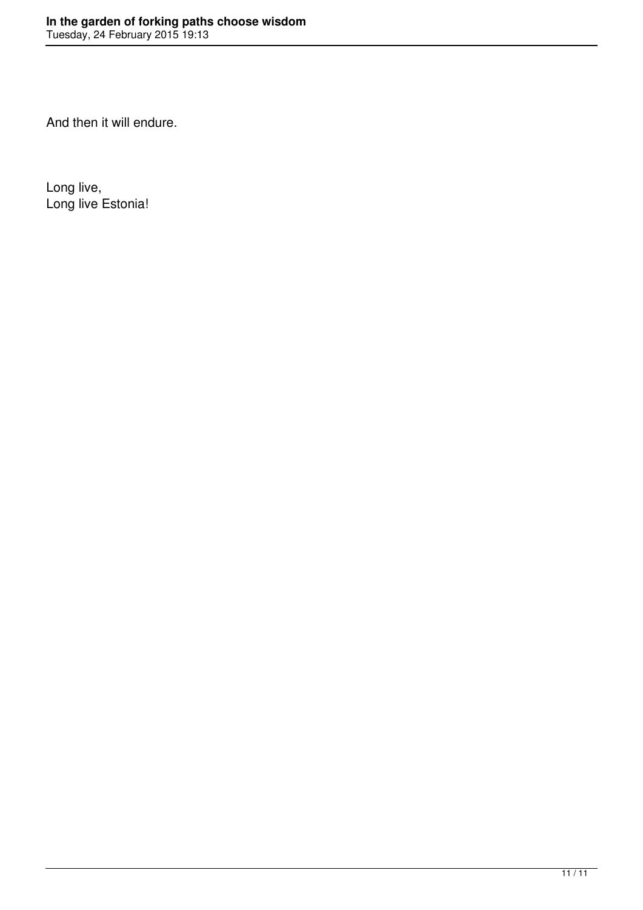And then it will endure.

Long live,
Long live Estonia!